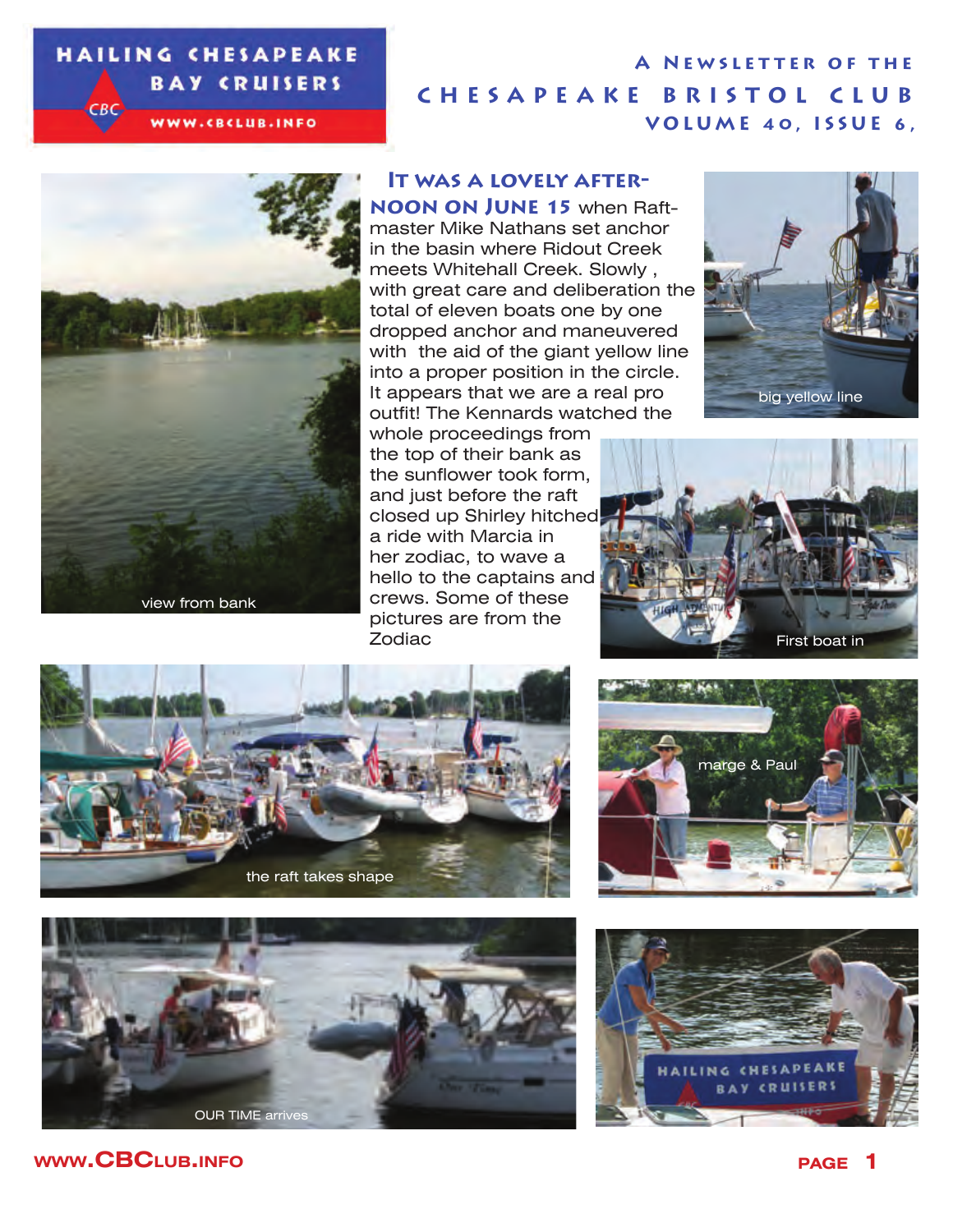# HAILING CHESAPEAKE BAY CRUISERS

CBC

WWW.CBCLUB.INFO

A NEWSLETTER OF THE CHESAPEAKE BRISTOL CLUB

VOLUME 40, ISSUE 6,

**IT WAS A LOVELY AFTERNOON ON JUNE 15** when Raftmaster Mike Nathans set anchor in the basin where Ridout Creek meets Whitehall Creek. Slowly, with great care and deliberation the total of eleven boats one by one dropped anchor and maneuvered with the aid of the giant yellow line into a proper position in the circle. It appears that we are a real pro outfit! The Kennards watched the whole proceedings from the top of their bank as the sunflower took form, and just before the raft closed up Shirley hitched a ride with Marcia in her zodiac, to wave a hello to the captains and crews. Some of these pictures are from the Zodiac

view from bank

big yellow line

First boat in

the raft takes shape

marge & Paul

OUR TIME arrives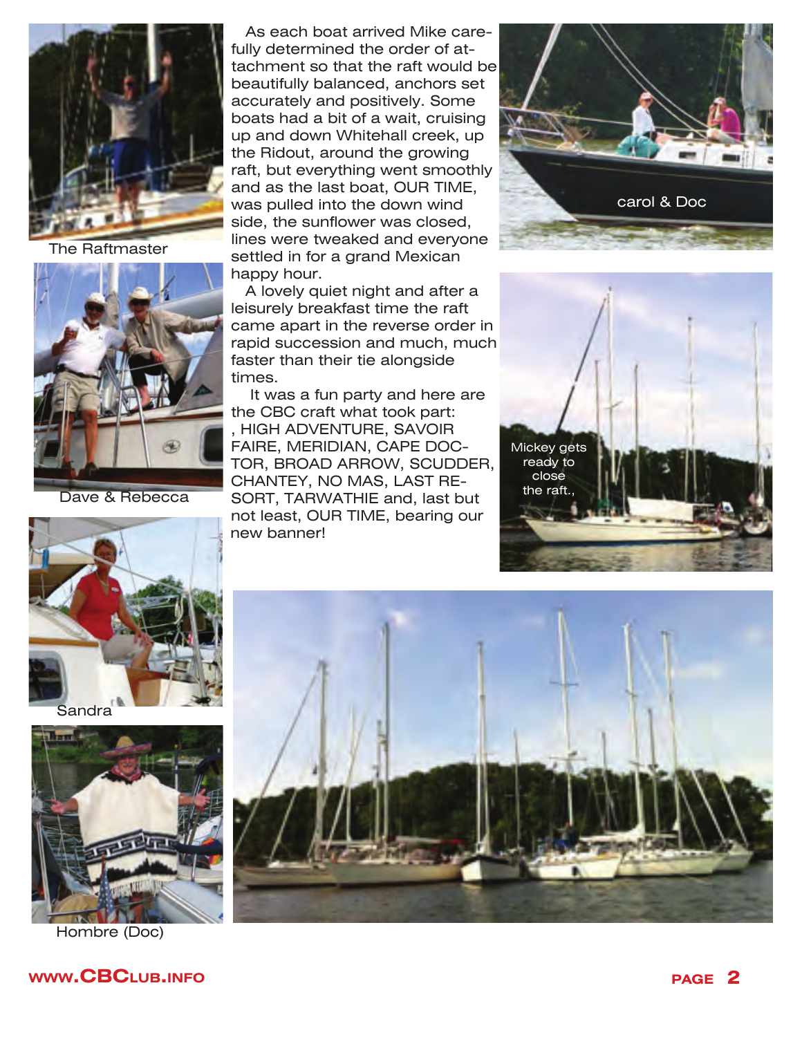The Raftmaster

Dave & Rebecca

Sandra

Hombre (Doc)

As each boat arrived Mike carefully determined the order of attachment so that the raft would be beautifully balanced, anchors set accurately and positively. Some boats had a bit of a wait, cruising up and down Whitehall creek, up the Ridout, around the growing raft, but everything went smoothly and as the last boat, OUR TIME, was pulled into the down wind side, the sunflower was closed, lines were tweaked and everyone settled in for a grand Mexican happy hour.

A lovely quiet night and after a leisurely breakfast time the raft came apart in the reverse order in rapid succession and much, much faster than their tie alongside times.

It was a fun party and here are the CBC craft what took part: , HIGH ADVENTURE, SAVOIR FAIRE, MERIDIAN, CAPE DOCTOR, BROAD ARROW, SCUDDER, CHANTEY, NO MAS, LAST RESORT, TARWATHIE and, last but not least, OUR TIME, bearing our new banner!

carol & Doc

Mickey gets ready to close the raft.,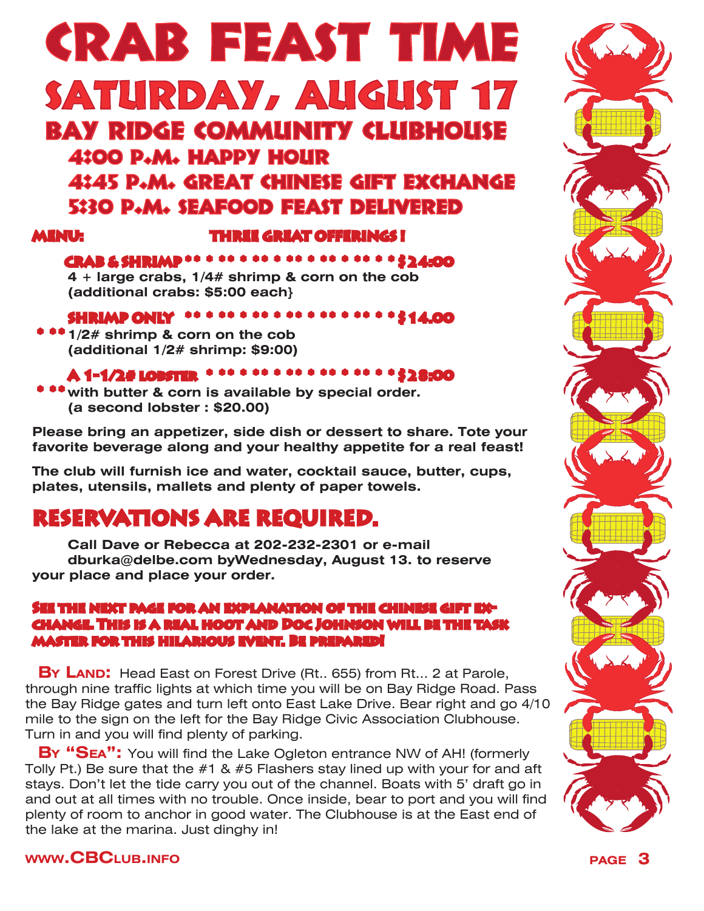# CRAB FEAST TIME

## SATURDAY, AUGUST 17

### BAY RIDGE COMMUNITY CLUBHOUSE

**4:00 P.M. HAPPY HOUR**

**4:45 P.M. GREAT CHINESE GIFT EXCHANGE**

**5:30 P.M. SEAFOOD FEAST DELIVERED**

**MENU:** **THREE GREAT OFFERINGS!**

**CRAB & SHRIMP** * * * * * * * * * * * * * * * * * * * * **$24:00**
**4 + large crabs, 1/4# shrimp & corn on the cob**
**(additional crabs: $5:00 each}**

**SHRIMP ONLY** * * * * * * * * * * * * * * * * * * * * **$14.00**
**1/2# shrimp & corn on the cob**
**(additional 1/2# shrimp: $9:00)**

**A 1-1/2# LOBSTER** * * * * * * * * * * * * * * * * * * **$28:00**
**with butter & corn is available by special order.**
**(a second lobster : $20.00)**

**Please bring an appetizer, side dish or dessert to share. Tote your favorite beverage along and your healthy appetite for a real feast!**

**The club will furnish ice and water, cocktail sauce, butter, cups, plates, utensils, mallets and plenty of paper towels.**

## RESERVATIONS ARE REQUIRED.

**Call Dave or Rebecca at 202-232-2301 or e-mail dburka@delbe.com byWednesday, August 13. to reserve your place and place your order.**

**SEE THE NEXT PAGE FOR AN EXPLANATION OF THE CHINESE GIFT EX-CHANGE. THIS IS A REAL HOOT AND DOC JOHNSON WILL BE THE TASK MASTER FOR THIS HILARIOUS EVENT. BE PREPARED!**

**BY LAND:** Head East on Forest Drive (Rt.. 655) from Rt... 2 at Parole, through nine traffic lights at which time you will be on Bay Ridge Road. Pass the Bay Ridge gates and turn left onto East Lake Drive. Bear right and go 4/10 mile to the sign on the left for the Bay Ridge Civic Association Clubhouse. Turn in and you will find plenty of parking.

**BY "SEA":** You will find the Lake Ogleton entrance NW of AH! (formerly Tolly Pt.) Be sure that the #1 & #5 Flashers stay lined up with your for and aft stays. Don't let the tide carry you out of the channel. Boats with 5' draft go in and out at all times with no trouble. Once inside, bear to port and you will find plenty of room to anchor in good water. The Clubhouse is at the East end of the lake at the marina. Just dinghy in!

**WWW.CBCLUB.INFO**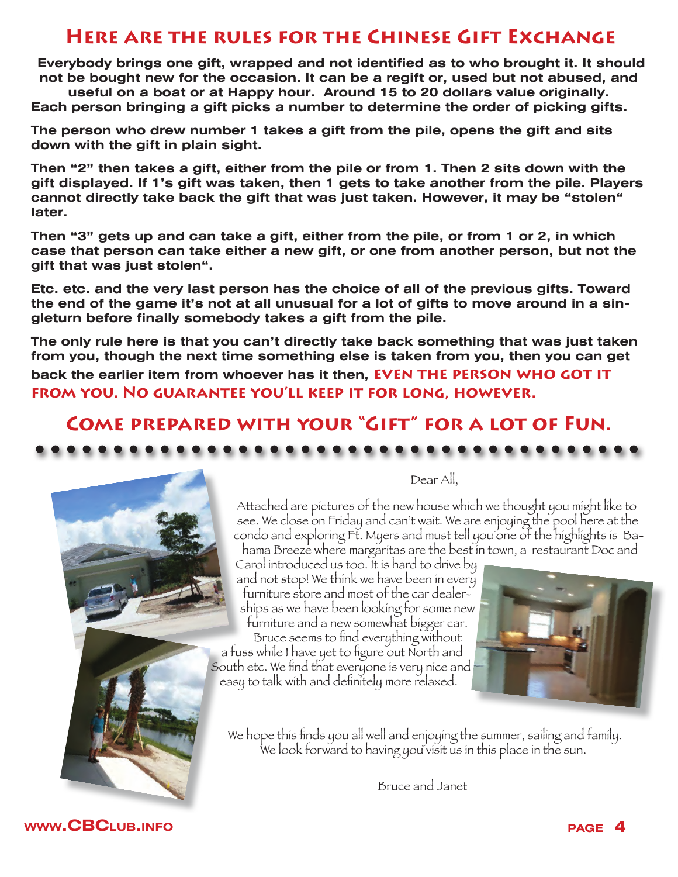## Here are the rules for the Chinese Gift Exchange

**Everybody brings one gift, wrapped and not identified as to who brought it. It should not be bought new for the occasion. It can be a regift or, used but not abused, and useful on a boat or at Happy hour. Around 15 to 20 dollars value originally. Each person bringing a gift picks a number to determine the order of picking gifts.**

**The person who drew number 1 takes a gift from the pile, opens the gift and sits down with the gift in plain sight.**

**Then "2" then takes a gift, either from the pile or from 1. Then 2 sits down with the gift displayed. If 1's gift was taken, then 1 gets to take another from the pile. Players cannot directly take back the gift that was just taken. However, it may be "stolen" later.**

**Then "3" gets up and can take a gift, either from the pile, or from 1 or 2, in which case that person can take either a new gift, or one from another person, but not the gift that was just stolen".**

**Etc. etc. and the very last person has the choice of all of the previous gifts. Toward the end of the game it's not at all unusual for a lot of gifts to move around in a singleturn before finally somebody takes a gift from the pile.**

**The only rule here is that you can't directly take back something that was just taken from you, though the next time something else is taken from you, then you can get back the earlier item from whoever has it then, EVEN THE PERSON WHO GOT IT FROM YOU. NO GUARANTEE YOU'LL KEEP IT FOR LONG, HOWEVER.**

## Come prepared with your "Gift" for a lot of Fun.

Dear All,

Attached are pictures of the new house which we thought you might like to see. We close on Friday and can't wait. We are enjoying the pool here at the condo and exploring Ft. Myers and must tell you one of the highlights is Bahama Breeze where margaritas are the best in town, a restaurant Doc and Carol introduced us too. It is hard to drive by and not stop! We think we have been in every furniture store and most of the car dealerships as we have been looking for some new furniture and a new somewhat bigger car. Bruce seems to find everything without a fuss while I have yet to figure out North and South etc. We find that everyone is very nice and easy to talk with and definitely more relaxed.

We hope this finds you all well and enjoying the summer, sailing and family. We look forward to having you visit us in this place in the sun.

Bruce and Janet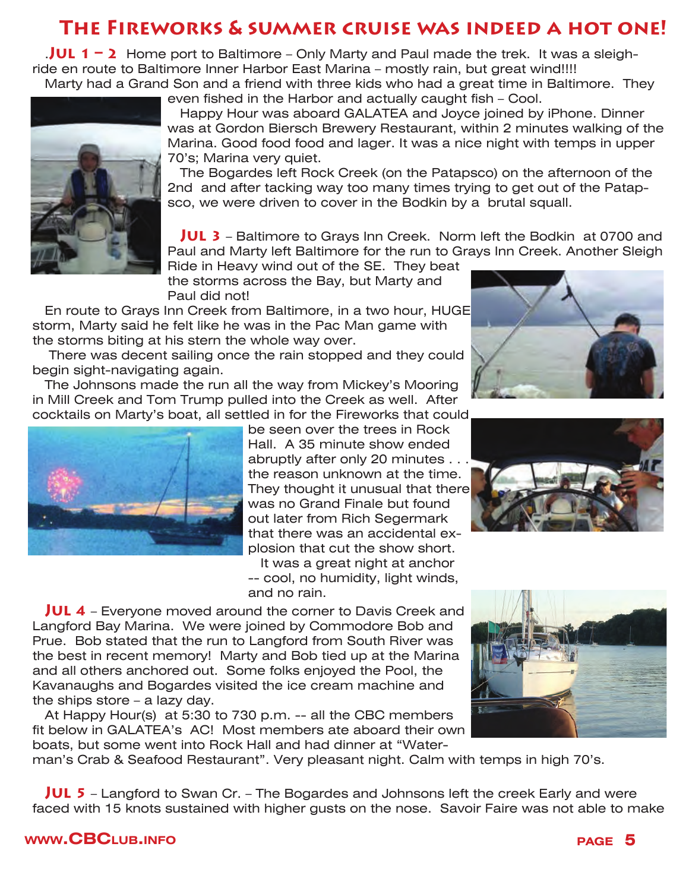# The Fireworks & summer cruise was indeed a hot one!

.**Jul 1 – 2** Home port to Baltimore – Only Marty and Paul made the trek. It was a sleigh-ride en route to Baltimore Inner Harbor East Marina – mostly rain, but great wind!!!!

Marty had a Grand Son and a friend with three kids who had a great time in Baltimore. They even fished in the Harbor and actually caught fish – Cool.

Happy Hour was aboard GALATEA and Joyce joined by iPhone. Dinner was at Gordon Biersch Brewery Restaurant, within 2 minutes walking of the Marina. Good food food and lager. It was a nice night with temps in upper 70's; Marina very quiet.

The Bogardes left Rock Creek (on the Patapsco) on the afternoon of the 2nd and after tacking way too many times trying to get out of the Patapsco, we were driven to cover in the Bodkin by a brutal squall.

**Jul 3** – Baltimore to Grays Inn Creek. Norm left the Bodkin at 0700 and Paul and Marty left Baltimore for the run to Grays Inn Creek. Another Sleigh Ride in Heavy wind out of the SE. They beat the storms across the Bay, but Marty and Paul did not!

En route to Grays Inn Creek from Baltimore, in a two hour, HUGE storm, Marty said he felt like he was in the Pac Man game with the storms biting at his stern the whole way over.

There was decent sailing once the rain stopped and they could begin sight-navigating again.

The Johnsons made the run all the way from Mickey's Mooring in Mill Creek and Tom Trump pulled into the Creek as well. After cocktails on Marty's boat, all settled in for the Fireworks that could be seen over the trees in Rock Hall. A 35 minute show ended abruptly after only 20 minutes . . . the reason unknown at the time. They thought it unusual that there was no Grand Finale but found out later from Rich Segermark that there was an accidental explosion that cut the show short.

It was a great night at anchor -- cool, no humidity, light winds, and no rain.

**Jul 4** – Everyone moved around the corner to Davis Creek and Langford Bay Marina. We were joined by Commodore Bob and Prue. Bob stated that the run to Langford from South River was the best in recent memory! Marty and Bob tied up at the Marina and all others anchored out. Some folks enjoyed the Pool, the Kavanaughs and Bogardes visited the ice cream machine and the ships store – a lazy day.

At Happy Hour(s) at 5:30 to 730 p.m. -- all the CBC members fit below in GALATEA's AC! Most members ate aboard their own boats, but some went into Rock Hall and had dinner at "Waterman's Crab & Seafood Restaurant". Very pleasant night. Calm with temps in high 70's.

**Jul 5** – Langford to Swan Cr. – The Bogardes and Johnsons left the creek Early and were faced with 15 knots sustained with higher gusts on the nose. Savoir Faire was not able to make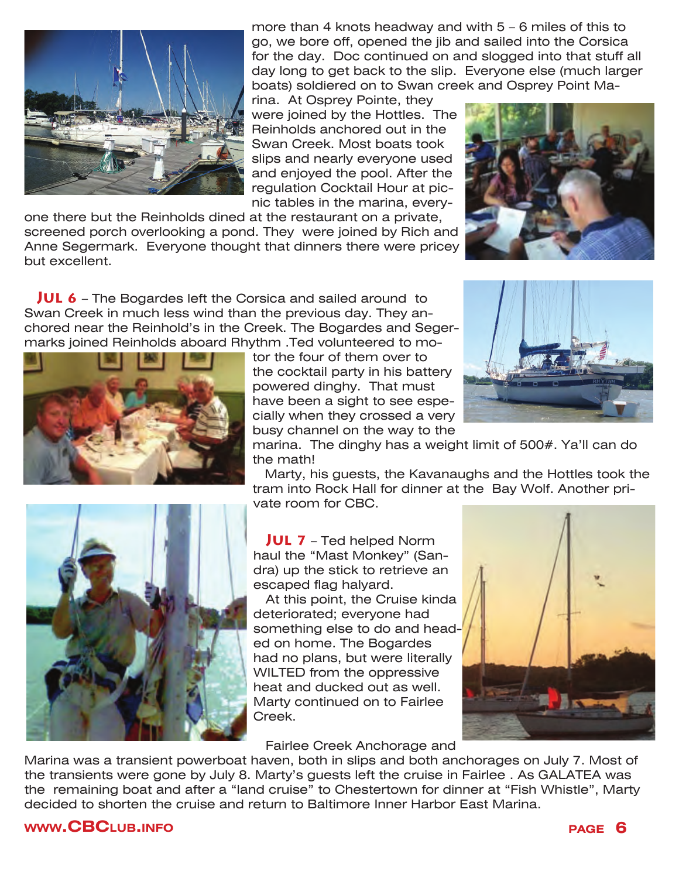more than 4 knots headway and with 5 – 6 miles of this to go, we bore off, opened the jib and sailed into the Corsica for the day. Doc continued on and slogged into that stuff all day long to get back to the slip. Everyone else (much larger boats) soldiered on to Swan creek and Osprey Point Marina. At Osprey Pointe, they were joined by the Hottles. The Reinholds anchored out in the Swan Creek. Most boats took slips and nearly everyone used and enjoyed the pool. After the regulation Cocktail Hour at picnic tables in the marina, everyone there but the Reinholds dined at the restaurant on a private, screened porch overlooking a pond. They were joined by Rich and Anne Segermark. Everyone thought that dinners there were pricey but excellent.

**JUL 6** – The Bogardes left the Corsica and sailed around to Swan Creek in much less wind than the previous day. They anchored near the Reinhold's in the Creek. The Bogardes and Segermarks joined Reinholds aboard Rhythm .Ted volunteered to motor the four of them over to the cocktail party in his battery powered dinghy. That must have been a sight to see especially when they crossed a very busy channel on the way to the marina. The dinghy has a weight limit of 500#. Ya'll can do the math!

Marty, his guests, the Kavanaughs and the Hottles took the tram into Rock Hall for dinner at the Bay Wolf. Another private room for CBC.

**JUL 7** – Ted helped Norm haul the "Mast Monkey" (Sandra) up the stick to retrieve an escaped flag halyard.

At this point, the Cruise kinda deteriorated; everyone had something else to do and headed on home. The Bogardes had no plans, but were literally WILTED from the oppressive heat and ducked out as well. Marty continued on to Fairlee Creek.

Fairlee Creek Anchorage and Marina was a transient powerboat haven, both in slips and both anchorages on July 7. Most of the transients were gone by July 8. Marty's guests left the cruise in Fairlee . As GALATEA was the remaining boat and after a "land cruise" to Chestertown for dinner at "Fish Whistle", Marty decided to shorten the cruise and return to Baltimore Inner Harbor East Marina.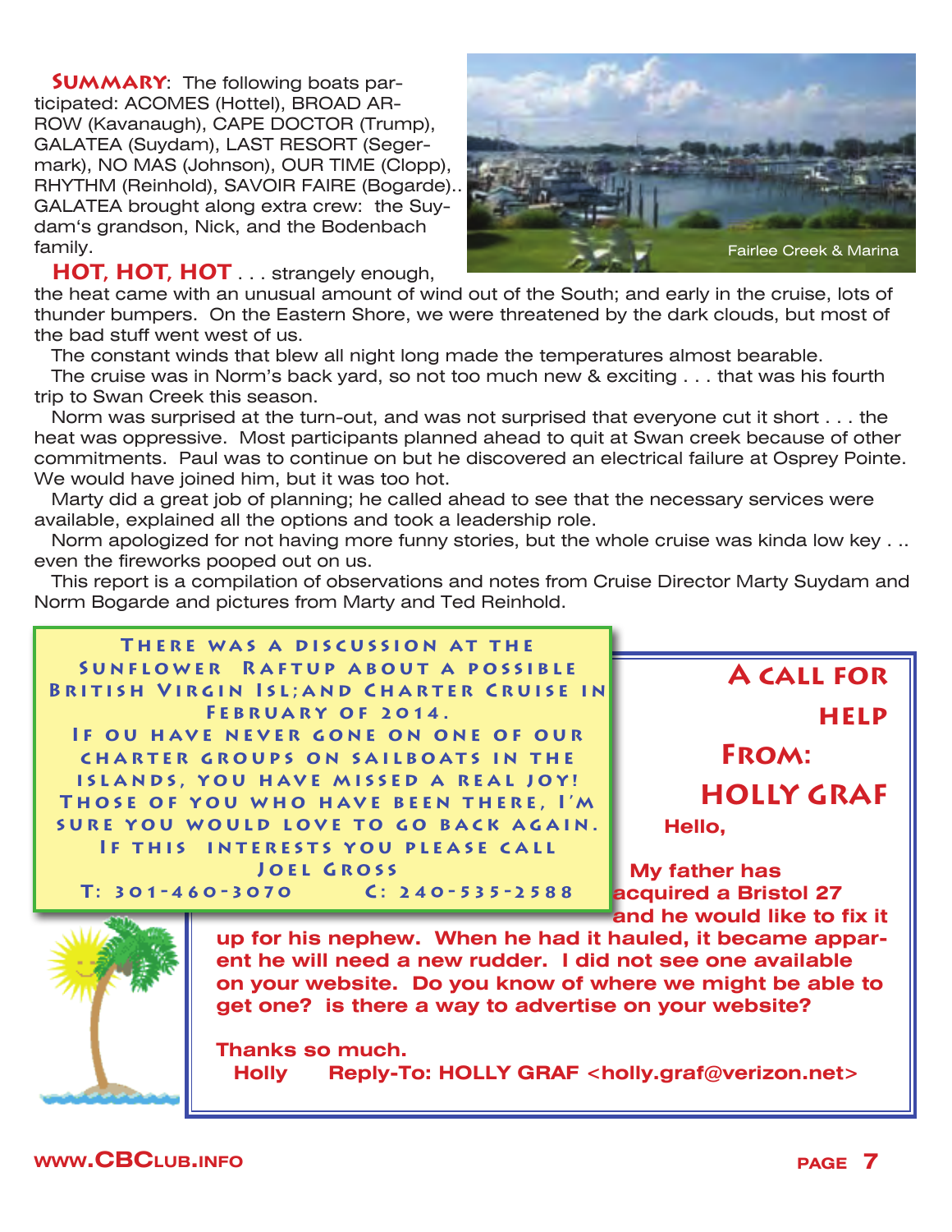**SUMMARY**: The following boats participated: ACOMES (Hottel), BROAD ARROW (Kavanaugh), CAPE DOCTOR (Trump), GALATEA (Suydam), LAST RESORT (Segermark), NO MAS (Johnson), OUR TIME (Clopp), RHYTHM (Reinhold), SAVOIR FAIRE (Bogarde).. GALATEA brought along extra crew: the Suydam's grandson, Nick, and the Bodenbach family.

Fairlee Creek & Marina

**HOT, HOT, HOT** . . . strangely enough, the heat came with an unusual amount of wind out of the South; and early in the cruise, lots of thunder bumpers. On the Eastern Shore, we were threatened by the dark clouds, but most of the bad stuff went west of us.

The constant winds that blew all night long made the temperatures almost bearable.

The cruise was in Norm's back yard, so not too much new & exciting . . . that was his fourth trip to Swan Creek this season.

Norm was surprised at the turn-out, and was not surprised that everyone cut it short . . . the heat was oppressive. Most participants planned ahead to quit at Swan creek because of other commitments. Paul was to continue on but he discovered an electrical failure at Osprey Pointe. We would have joined him, but it was too hot.

Marty did a great job of planning; he called ahead to see that the necessary services were available, explained all the options and took a leadership role.

Norm apologized for not having more funny stories, but the whole cruise was kinda low key . .. even the fireworks pooped out on us.

This report is a compilation of observations and notes from Cruise Director Marty Suydam and Norm Bogarde and pictures from Marty and Ted Reinhold.

There was a discussion at the Sunflower Raftup about a possible British Virgin Isl;and Charter Cruise in February of 2014.
If ou have never gone on one of our charter groups on sailboats in the islands, you have missed a real joy! Those of you who have been there, I'm sure you would love to go back again.
If this interests you please call Joel Gross
T: 301-460-3070 C: 240-535-2588

## A call for help From: HOLLY GRAF

**Hello,**

**My father has acquired a Bristol 27 and he would like to fix it up for his nephew. When he had it hauled, it became apparent he will need a new rudder. I did not see one available on your website. Do you know of where we might be able to get one? is there a way to advertise on your website?**

**Thanks so much.**
**Holly Reply-To: HOLLY GRAF <holly.graf@verizon.net>**